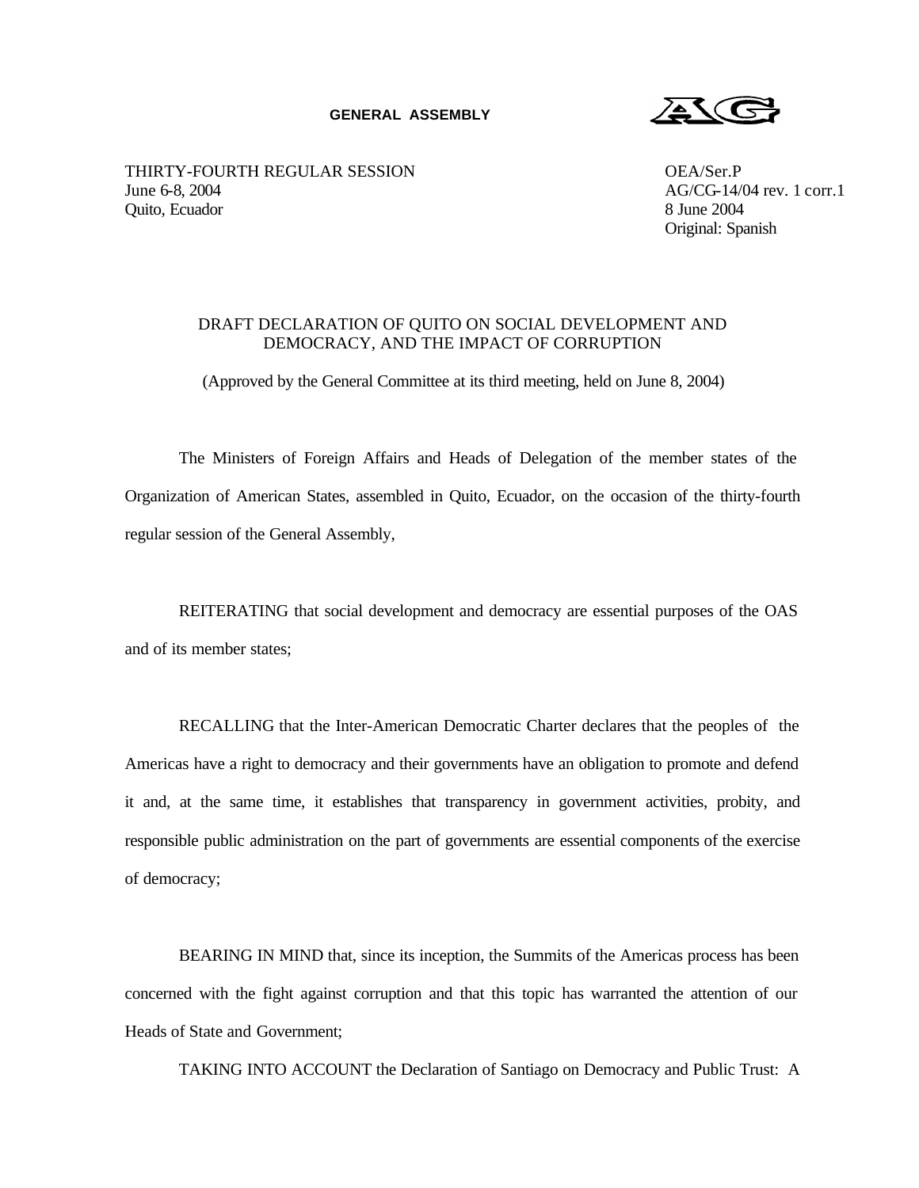**GENERAL ASSEMBLY**

THIRTY-FOURTH REGULAR SESSION
June 6-8, 2004
Quito, Ecuador

OEA/Ser.P
AG/CG-14/04 rev. 1 corr.1
8 June 2004
Original: Spanish

DRAFT DECLARATION OF QUITO ON SOCIAL DEVELOPMENT AND DEMOCRACY, AND THE IMPACT OF CORRUPTION

(Approved by the General Committee at its third meeting, held on June 8, 2004)

The Ministers of Foreign Affairs and Heads of Delegation of the member states of the Organization of American States, assembled in Quito, Ecuador, on the occasion of the thirty-fourth regular session of the General Assembly,

REITERATING that social development and democracy are essential purposes of the OAS and of its member states;

RECALLING that the Inter-American Democratic Charter declares that the peoples of the Americas have a right to democracy and their governments have an obligation to promote and defend it and, at the same time, it establishes that transparency in government activities, probity, and responsible public administration on the part of governments are essential components of the exercise of democracy;

BEARING IN MIND that, since its inception, the Summits of the Americas process has been concerned with the fight against corruption and that this topic has warranted the attention of our Heads of State and Government;

TAKING INTO ACCOUNT the Declaration of Santiago on Democracy and Public Trust: A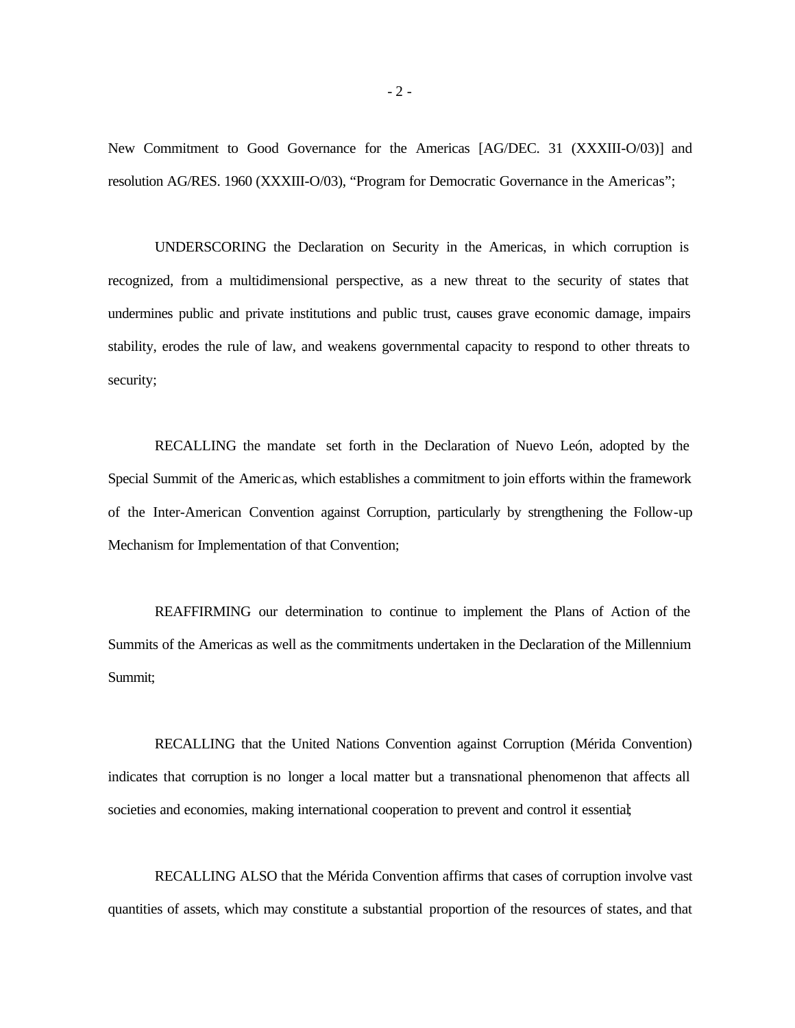New Commitment to Good Governance for the Americas [AG/DEC. 31 (XXXIII-O/03)] and resolution AG/RES. 1960 (XXXIII-O/03), "Program for Democratic Governance in the Americas";

UNDERSCORING the Declaration on Security in the Americas, in which corruption is recognized, from a multidimensional perspective, as a new threat to the security of states that undermines public and private institutions and public trust, causes grave economic damage, impairs stability, erodes the rule of law, and weakens governmental capacity to respond to other threats to security;

RECALLING the mandate set forth in the Declaration of Nuevo León, adopted by the Special Summit of the Americas, which establishes a commitment to join efforts within the framework of the Inter-American Convention against Corruption, particularly by strengthening the Follow-up Mechanism for Implementation of that Convention;

REAFFIRMING our determination to continue to implement the Plans of Action of the Summits of the Americas as well as the commitments undertaken in the Declaration of the Millennium Summit;

RECALLING that the United Nations Convention against Corruption (Mérida Convention) indicates that corruption is no longer a local matter but a transnational phenomenon that affects all societies and economies, making international cooperation to prevent and control it essential;

RECALLING ALSO that the Mérida Convention affirms that cases of corruption involve vast quantities of assets, which may constitute a substantial proportion of the resources of states, and that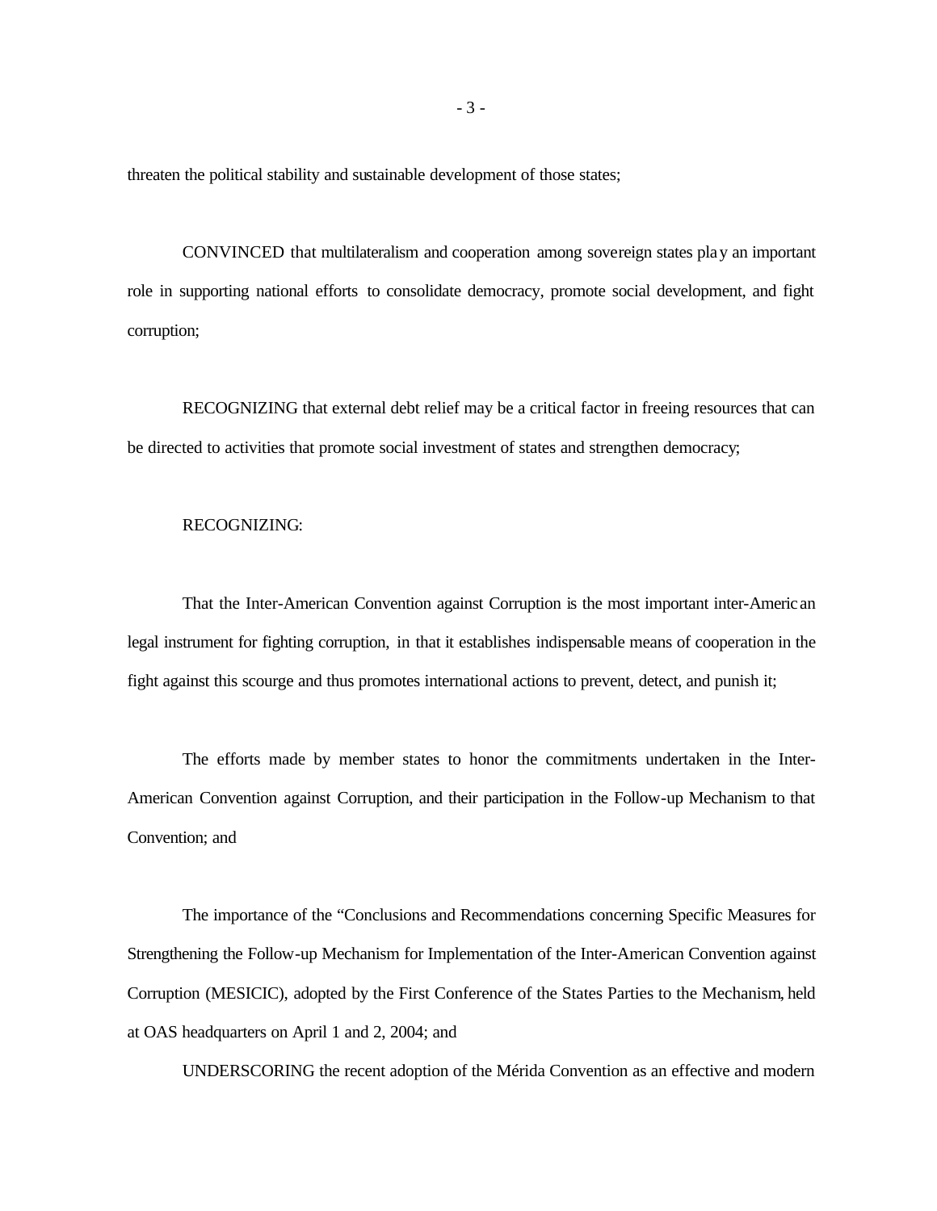threaten the political stability and sustainable development of those states;

CONVINCED that multilateralism and cooperation among sovereign states play an important role in supporting national efforts to consolidate democracy, promote social development, and fight corruption;

RECOGNIZING that external debt relief may be a critical factor in freeing resources that can be directed to activities that promote social investment of states and strengthen democracy;

RECOGNIZING:

That the Inter-American Convention against Corruption is the most important inter-American legal instrument for fighting corruption, in that it establishes indispensable means of cooperation in the fight against this scourge and thus promotes international actions to prevent, detect, and punish it;

The efforts made by member states to honor the commitments undertaken in the Inter-American Convention against Corruption, and their participation in the Follow-up Mechanism to that Convention; and

The importance of the "Conclusions and Recommendations concerning Specific Measures for Strengthening the Follow-up Mechanism for Implementation of the Inter-American Convention against Corruption (MESICIC), adopted by the First Conference of the States Parties to the Mechanism, held at OAS headquarters on April 1 and 2, 2004; and

UNDERSCORING the recent adoption of the Mérida Convention as an effective and modern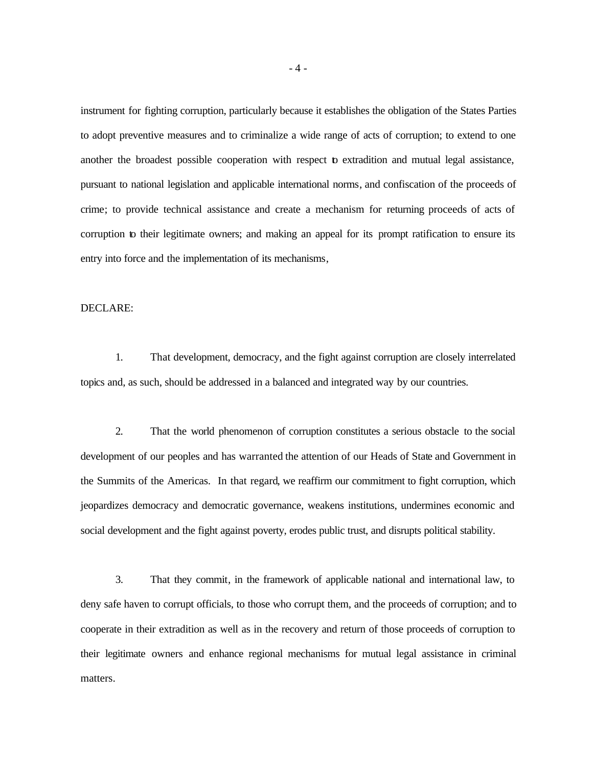instrument for fighting corruption, particularly because it establishes the obligation of the States Parties to adopt preventive measures and to criminalize a wide range of acts of corruption; to extend to one another the broadest possible cooperation with respect to extradition and mutual legal assistance, pursuant to national legislation and applicable international norms, and confiscation of the proceeds of crime; to provide technical assistance and create a mechanism for returning proceeds of acts of corruption to their legitimate owners; and making an appeal for its prompt ratification to ensure its entry into force and the implementation of its mechanisms,

DECLARE:

1. That development, democracy, and the fight against corruption are closely interrelated topics and, as such, should be addressed in a balanced and integrated way by our countries.

2. That the world phenomenon of corruption constitutes a serious obstacle to the social development of our peoples and has warranted the attention of our Heads of State and Government in the Summits of the Americas. In that regard, we reaffirm our commitment to fight corruption, which jeopardizes democracy and democratic governance, weakens institutions, undermines economic and social development and the fight against poverty, erodes public trust, and disrupts political stability.

3. That they commit, in the framework of applicable national and international law, to deny safe haven to corrupt officials, to those who corrupt them, and the proceeds of corruption; and to cooperate in their extradition as well as in the recovery and return of those proceeds of corruption to their legitimate owners and enhance regional mechanisms for mutual legal assistance in criminal matters.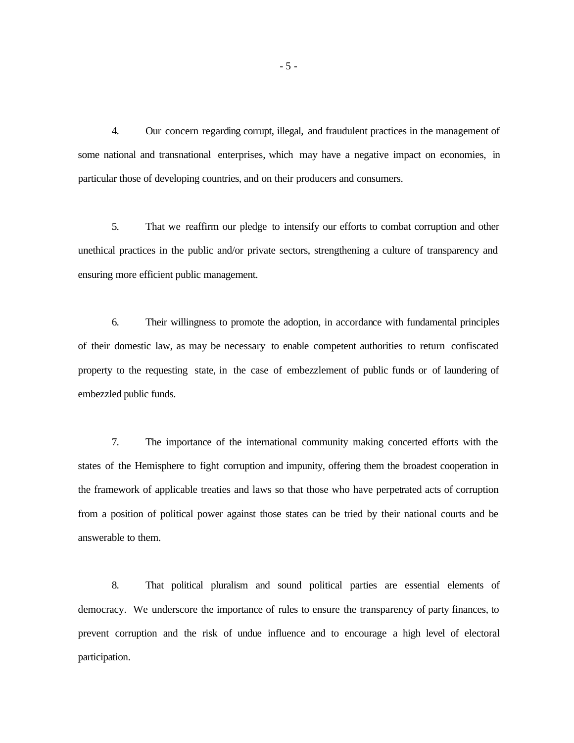4. Our concern regarding corrupt, illegal, and fraudulent practices in the management of some national and transnational enterprises, which may have a negative impact on economies, in particular those of developing countries, and on their producers and consumers.

5. That we reaffirm our pledge to intensify our efforts to combat corruption and other unethical practices in the public and/or private sectors, strengthening a culture of transparency and ensuring more efficient public management.

6. Their willingness to promote the adoption, in accordance with fundamental principles of their domestic law, as may be necessary to enable competent authorities to return confiscated property to the requesting state, in the case of embezzlement of public funds or of laundering of embezzled public funds.

7. The importance of the international community making concerted efforts with the states of the Hemisphere to fight corruption and impunity, offering them the broadest cooperation in the framework of applicable treaties and laws so that those who have perpetrated acts of corruption from a position of political power against those states can be tried by their national courts and be answerable to them.

8. That political pluralism and sound political parties are essential elements of democracy. We underscore the importance of rules to ensure the transparency of party finances, to prevent corruption and the risk of undue influence and to encourage a high level of electoral participation.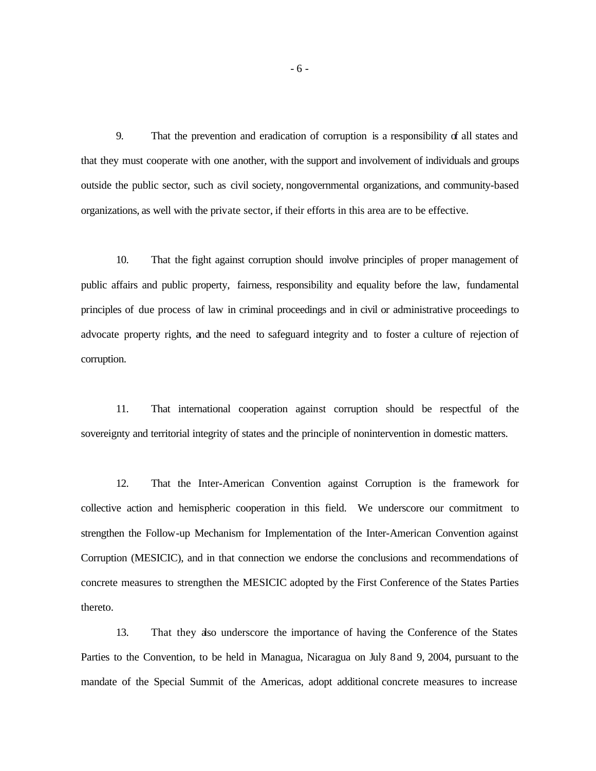9. That the prevention and eradication of corruption is a responsibility of all states and that they must cooperate with one another, with the support and involvement of individuals and groups outside the public sector, such as civil society, nongovernmental organizations, and community-based organizations, as well with the private sector, if their efforts in this area are to be effective.

10. That the fight against corruption should involve principles of proper management of public affairs and public property, fairness, responsibility and equality before the law, fundamental principles of due process of law in criminal proceedings and in civil or administrative proceedings to advocate property rights, and the need to safeguard integrity and to foster a culture of rejection of corruption.

11. That international cooperation against corruption should be respectful of the sovereignty and territorial integrity of states and the principle of nonintervention in domestic matters.

12. That the Inter-American Convention against Corruption is the framework for collective action and hemispheric cooperation in this field. We underscore our commitment to strengthen the Follow-up Mechanism for Implementation of the Inter-American Convention against Corruption (MESICIC), and in that connection we endorse the conclusions and recommendations of concrete measures to strengthen the MESICIC adopted by the First Conference of the States Parties thereto.

13. That they also underscore the importance of having the Conference of the States Parties to the Convention, to be held in Managua, Nicaragua on July 8 and 9, 2004, pursuant to the mandate of the Special Summit of the Americas, adopt additional concrete measures to increase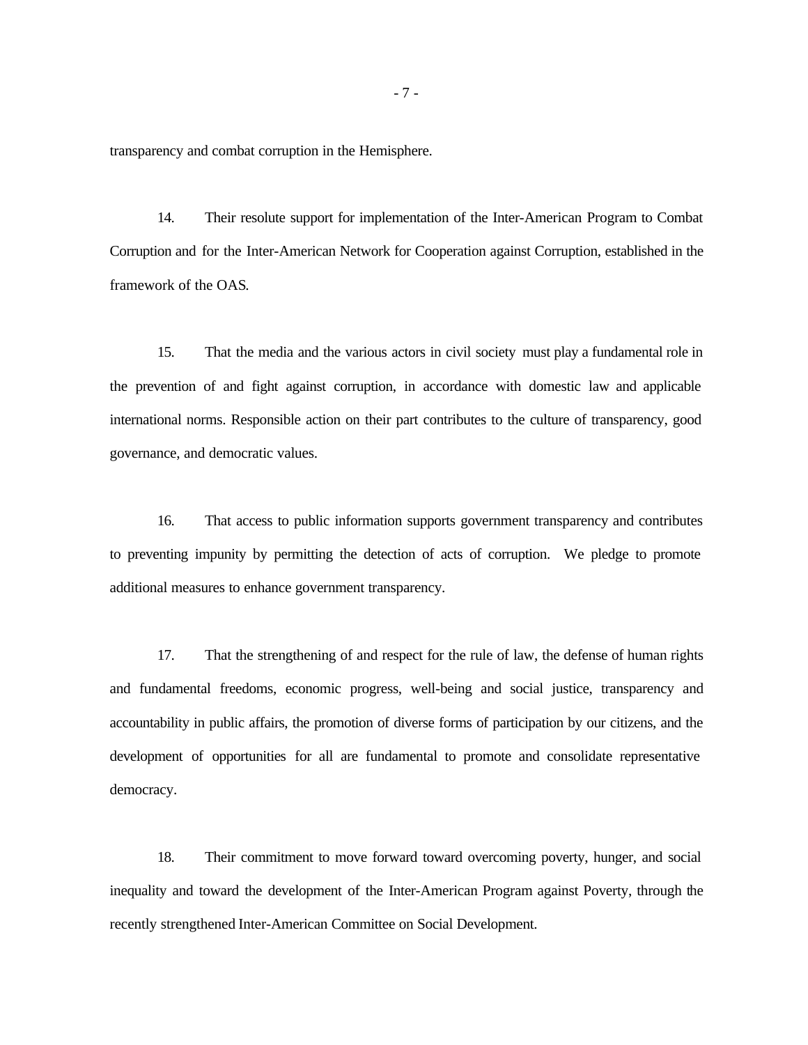transparency and combat corruption in the Hemisphere.

14. Their resolute support for implementation of the Inter-American Program to Combat Corruption and for the Inter-American Network for Cooperation against Corruption, established in the framework of the OAS.

15. That the media and the various actors in civil society must play a fundamental role in the prevention of and fight against corruption, in accordance with domestic law and applicable international norms. Responsible action on their part contributes to the culture of transparency, good governance, and democratic values.

16. That access to public information supports government transparency and contributes to preventing impunity by permitting the detection of acts of corruption. We pledge to promote additional measures to enhance government transparency.

17. That the strengthening of and respect for the rule of law, the defense of human rights and fundamental freedoms, economic progress, well-being and social justice, transparency and accountability in public affairs, the promotion of diverse forms of participation by our citizens, and the development of opportunities for all are fundamental to promote and consolidate representative democracy.

18. Their commitment to move forward toward overcoming poverty, hunger, and social inequality and toward the development of the Inter-American Program against Poverty, through the recently strengthened Inter-American Committee on Social Development.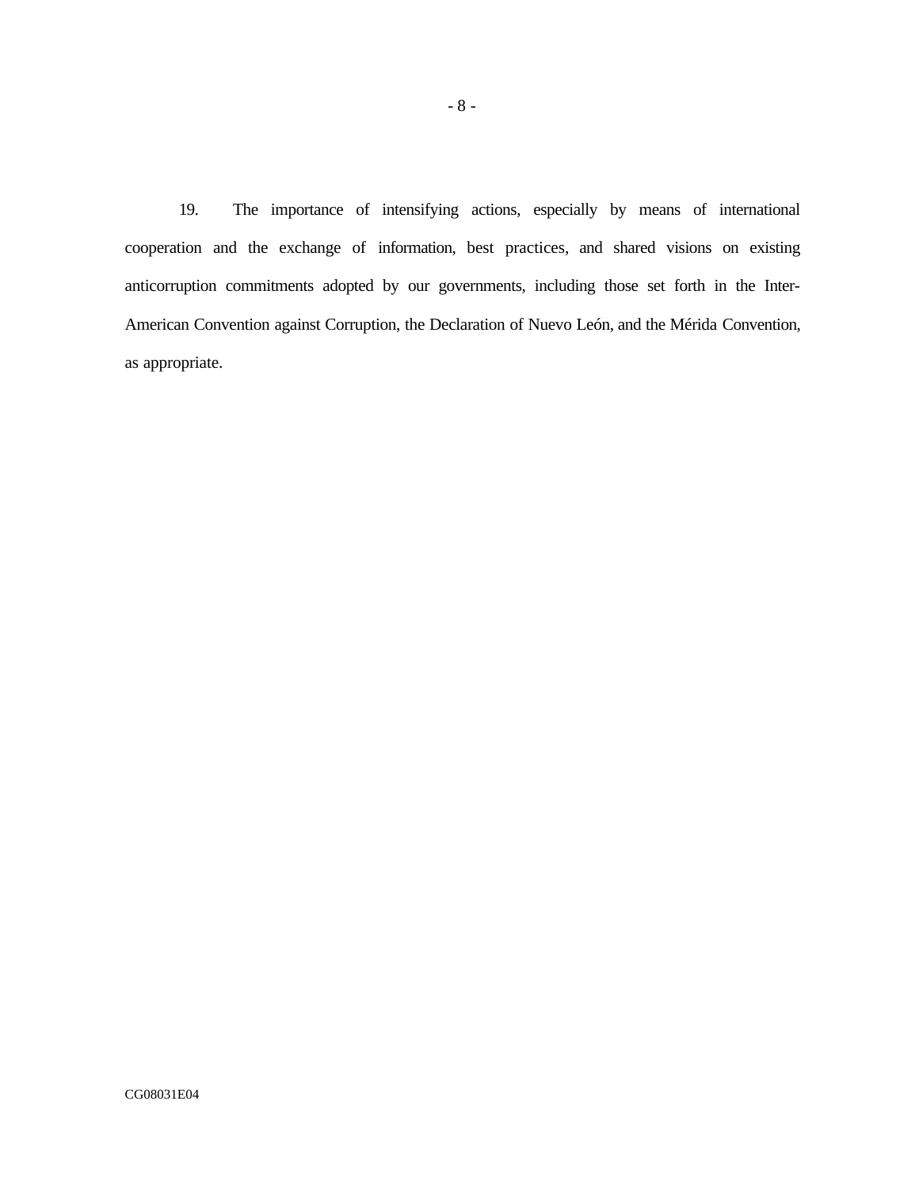19. The importance of intensifying actions, especially by means of international cooperation and the exchange of information, best practices, and shared visions on existing anticorruption commitments adopted by our governments, including those set forth in the Inter-American Convention against Corruption, the Declaration of Nuevo León, and the Mérida Convention, as appropriate.

CG08031E04